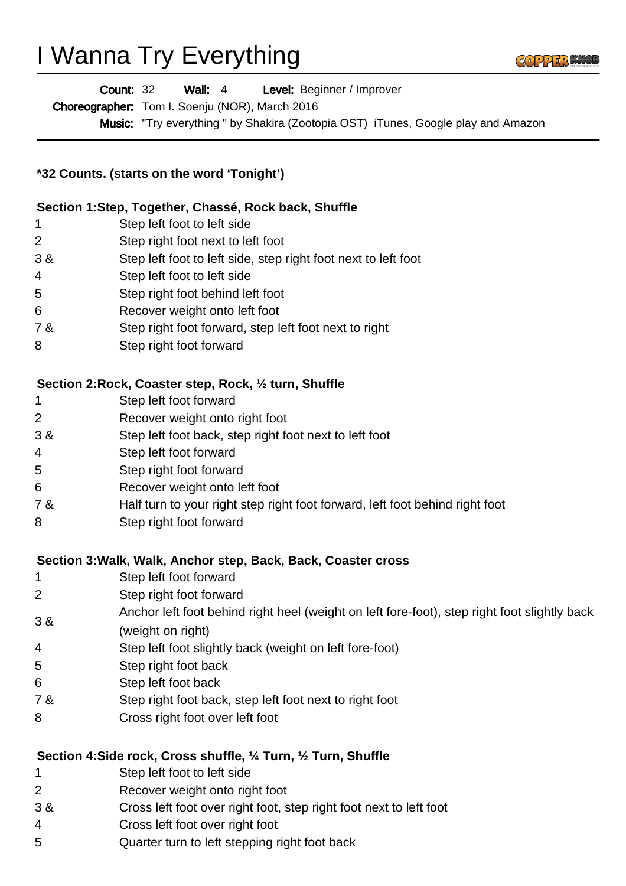# I Wanna Try Everything

**Count:** 32 **Wall:** 4 **Level:** Beginner / Improver

**Choreographer:** Tom I. Soenju (NOR), March 2016

**Music:** "Try everything " by Shakira (Zootopia OST) iTunes, Google play and Amazon

**\*32 Counts. (starts on the word 'Tonight')**

**Section 1:Step, Together, Chassé, Rock back, Shuffle**

| | |
|---|---|
| 1 | Step left foot to left side |
| 2 | Step right foot next to left foot |
| 3 & | Step left foot to left side, step right foot next to left foot |
| 4 | Step left foot to left side |
| 5 | Step right foot behind left foot |
| 6 | Recover weight onto left foot |
| 7 & | Step right foot forward, step left foot next to right |
| 8 | Step right foot forward |

**Section 2:Rock, Coaster step, Rock, ½ turn, Shuffle**

| | |
|---|---|
| 1 | Step left foot forward |
| 2 | Recover weight onto right foot |
| 3 & | Step left foot back, step right foot next to left foot |
| 4 | Step left foot forward |
| 5 | Step right foot forward |
| 6 | Recover weight onto left foot |
| 7 & | Half turn to your right step right foot forward, left foot behind right foot |
| 8 | Step right foot forward |

**Section 3:Walk, Walk, Anchor step, Back, Back, Coaster cross**

| | |
|---|---|
| 1 | Step left foot forward |
| 2 | Step right foot forward |
| 3 & | Anchor left foot behind right heel (weight on left fore-foot), step right foot slightly back (weight on right) |
| 4 | Step left foot slightly back (weight on left fore-foot) |
| 5 | Step right foot back |
| 6 | Step left foot back |
| 7 & | Step right foot back, step left foot next to right foot |
| 8 | Cross right foot over left foot |

**Section 4:Side rock, Cross shuffle, ¼ Turn, ½ Turn, Shuffle**

| | |
|---|---|
| 1 | Step left foot to left side |
| 2 | Recover weight onto right foot |
| 3 & | Cross left foot over right foot, step right foot next to left foot |
| 4 | Cross left foot over right foot |
| 5 | Quarter turn to left stepping right foot back |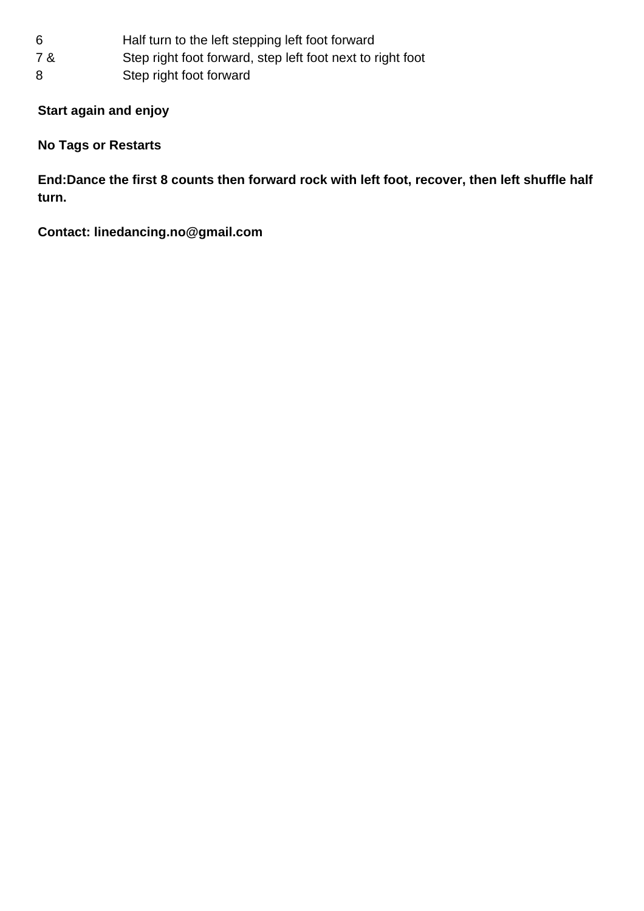| | |
|---|---|
| 6 | Half turn to the left stepping left foot forward |
| 7 & | Step right foot forward, step left foot next to right foot |
| 8 | Step right foot forward |

**Start again and enjoy**

**No Tags or Restarts**

**End:Dance the first 8 counts then forward rock with left foot, recover, then left shuffle half turn.**

**Contact: linedancing.no@gmail.com**